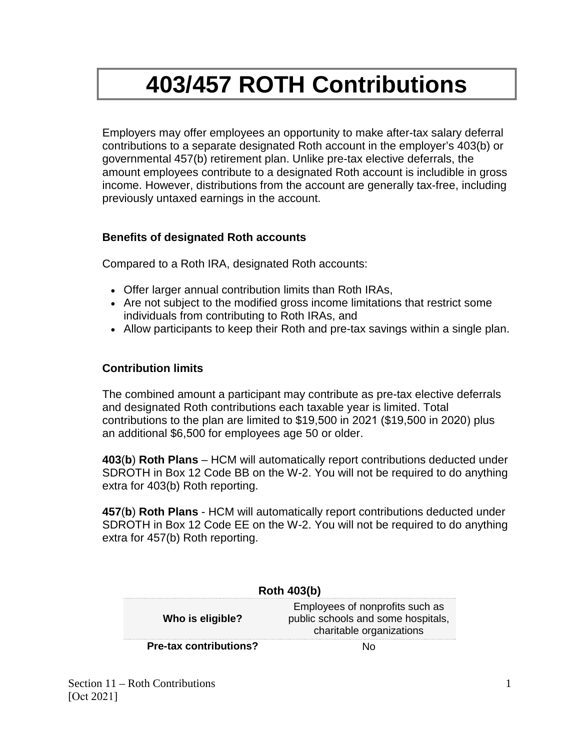# 403/457 ROTH Contributions

Employers may offer employees an opportunity to make after-tax salary deferral contributions to a separate designated Roth account in the employer's 403(b) or governmental 457(b) retirement plan. Unlike pre-tax elective deferrals, the amount employees contribute to a designated Roth account is includible in gross income. However, distributions from the account are generally tax-free, including previously untaxed earnings in the account.

### Benefits of designated Roth accounts

Compared to a Roth IRA, designated Roth accounts:

- Offer larger annual contribution limits than Roth IRAs,
- Are not subject to the modified gross income limitations that restrict some individuals from contributing to Roth IRAs, and
- Allow participants to keep their Roth and pre-tax savings within a single plan.

### Contribution limits

The combined amount a participant may contribute as pre-tax elective deferrals and designated Roth contributions each taxable year is limited. Total contributions to the plan are limited to $19,500 in 2021 ($19,500 in 2020) plus an additional $6,500 for employees age 50 or older.

**403**(**b**) **Roth Plans** – HCM will automatically report contributions deducted under SDROTH in Box 12 Code BB on the W-2. You will not be required to do anything extra for 403(b) Roth reporting.

**457**(**b**) **Roth Plans** - HCM will automatically report contributions deducted under SDROTH in Box 12 Code EE on the W-2. You will not be required to do anything extra for 457(b) Roth reporting.

| Roth 403(b) | |
|---|---|
| **Who is eligible?** | Employees of nonprofits such as public schools and some hospitals, charitable organizations |
| **Pre-tax contributions?** | No |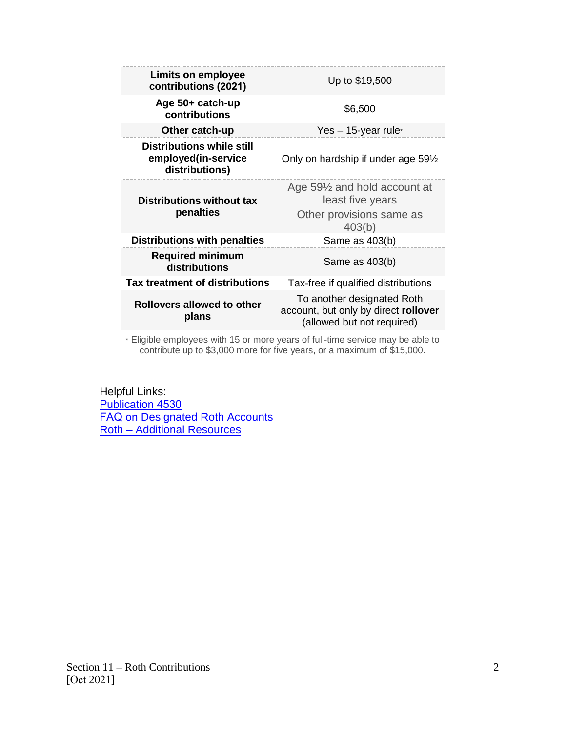| | |
|---|---|
| **Limits on employee contributions (2021)** | Up to $19,500 |
| **Age 50+ catch-up contributions** | $6,500 |
| **Other catch-up** | Yes – 15-year rule* |
| **Distributions while still employed(in-service distributions)** | Only on hardship if under age 59½ |
| **Distributions without tax penalties** | Age 59½ and hold account at least five years<br>Other provisions same as 403(b) |
| **Distributions with penalties** | Same as 403(b) |
| **Required minimum distributions** | Same as 403(b) |
| **Tax treatment of distributions** | Tax-free if qualified distributions |
| **Rollovers allowed to other plans** | To another designated Roth account, but only by direct **rollover** (allowed but not required) |

* Eligible employees with 15 or more years of full-time service may be able to contribute up to $3,000 more for five years, or a maximum of $15,000.

Helpful Links:
[Publication 4530]()
[FAQ on Designated Roth Accounts]()
[Roth – Additional Resources]()